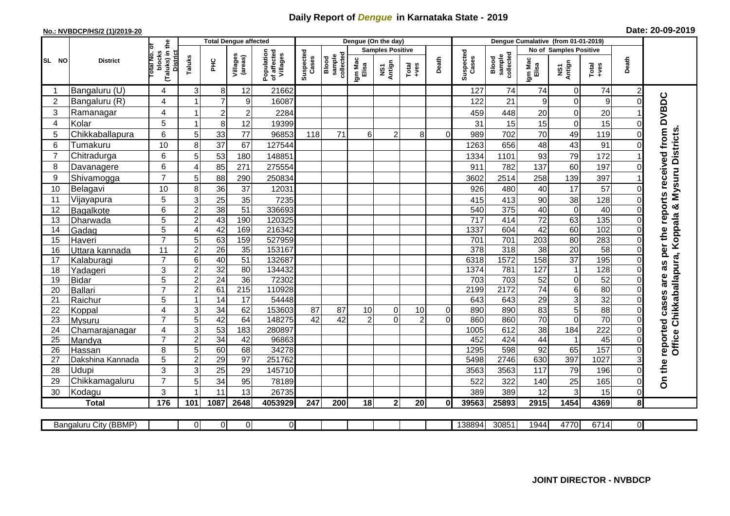# Daily Report of *Dengue* in Karnataka State - 2019

**No.: NVBDCP/HS/2 (1)/2019-20**

**Date: 20-09-2019**

| SL NO | District | Total No. of blocks (Taluks) in the District | Total Dengue affected | | | | Dengue (On the day) | | | | | | | Dengue Cumalative (from 01-01-2019) | | | | | | | |
|---|---|---|---|---|---|---|---|---|---|---|---|---|---|---|---|---|---|---|---|---|
| | | | Taluks | PHC | Villages (areas) | Population of affected Villages | Suspected Cases | Blood sample collected | Samples Positive | | | Death | Suspected Cases | Blood sample collected | No of Samples Positive | | | Death | |
| | | | | | | | | | Igm Mac Elisa | NS1 Antign | Total +ves | | | | Igm Mac Elisa | NS1 Antign | Total +ves | | |
| 1 | Bangaluru (U) | 4 | 3 | 8 | 12 | 21662 | | | | | | | 127 | 74 | 74 | 0 | 74 | 2 | On the reported cases are as per the reports received from DVBDC Office Chikkaballapura, Koppala & Mysuru Districts. |
| 2 | Bangaluru (R) | 4 | 1 | 7 | 9 | 16087 | | | | | | | 122 | 21 | 9 | 0 | 9 | 0 | |
| 3 | Ramanagar | 4 | 1 | 2 | 2 | 2284 | | | | | | | 459 | 448 | 20 | 0 | 20 | 1 | |
| 4 | Kolar | 5 | 1 | 8 | 12 | 19399 | | | | | | | 31 | 15 | 15 | 0 | 15 | 0 | |
| 5 | Chikkaballapura | 6 | 5 | 33 | 77 | 96853 | 118 | 71 | 6 | 2 | 8 | 0 | 989 | 702 | 70 | 49 | 119 | 0 | |
| 6 | Tumakuru | 10 | 8 | 37 | 67 | 127544 | | | | | | | 1263 | 656 | 48 | 43 | 91 | 0 | |
| 7 | Chitradurga | 6 | 5 | 53 | 180 | 148851 | | | | | | | 1334 | 1101 | 93 | 79 | 172 | 1 | |
| 8 | Davanagere | 6 | 4 | 85 | 271 | 275554 | | | | | | | 911 | 782 | 137 | 60 | 197 | 0 | |
| 9 | Shivamogga | 7 | 5 | 88 | 290 | 250834 | | | | | | | 3602 | 2514 | 258 | 139 | 397 | 1 | |
| 10 | Belagavi | 10 | 8 | 36 | 37 | 12031 | | | | | | | 926 | 480 | 40 | 17 | 57 | 0 | |
| 11 | Vijayapura | 5 | 3 | 25 | 35 | 7235 | | | | | | | 415 | 413 | 90 | 38 | 128 | 0 | |
| 12 | Bagalkote | 6 | 2 | 38 | 51 | 336693 | | | | | | | 540 | 375 | 40 | 0 | 40 | 0 | |
| 13 | Dharwada | 5 | 2 | 43 | 190 | 120325 | | | | | | | 717 | 414 | 72 | 63 | 135 | 0 | |
| 14 | Gadag | 5 | 4 | 42 | 169 | 216342 | | | | | | | 1337 | 604 | 42 | 60 | 102 | 0 | |
| 15 | Haveri | 7 | 5 | 63 | 159 | 527959 | | | | | | | 701 | 701 | 203 | 80 | 283 | 0 | |
| 16 | Uttara kannada | 11 | 2 | 26 | 35 | 153167 | | | | | | | 378 | 318 | 38 | 20 | 58 | 0 | |
| 17 | Kalaburagi | 7 | 6 | 40 | 51 | 132687 | | | | | | | 6318 | 1572 | 158 | 37 | 195 | 0 | |
| 18 | Yadageri | 3 | 2 | 32 | 80 | 134432 | | | | | | | 1374 | 781 | 127 | 1 | 128 | 0 | |
| 19 | Bidar | 5 | 2 | 24 | 36 | 72302 | | | | | | | 703 | 703 | 52 | 0 | 52 | 0 | |
| 20 | Ballari | 7 | 2 | 61 | 215 | 110928 | | | | | | | 2199 | 2172 | 74 | 6 | 80 | 0 | |
| 21 | Raichur | 5 | 1 | 14 | 17 | 54448 | | | | | | | 643 | 643 | 29 | 3 | 32 | 0 | |
| 22 | Koppal | 4 | 3 | 34 | 62 | 153603 | 87 | 87 | 10 | 0 | 10 | 0 | 890 | 890 | 83 | 5 | 88 | 0 | |
| 23 | Mysuru | 7 | 5 | 42 | 64 | 148275 | 42 | 42 | 2 | 0 | 2 | 0 | 860 | 860 | 70 | 0 | 70 | 0 | |
| 24 | Chamarajanagar | 4 | 3 | 53 | 183 | 280897 | | | | | | | 1005 | 612 | 38 | 184 | 222 | 0 | |
| 25 | Mandya | 7 | 2 | 34 | 42 | 96863 | | | | | | | 452 | 424 | 44 | 1 | 45 | 0 | |
| 26 | Hassan | 8 | 5 | 60 | 68 | 34278 | | | | | | | 1295 | 598 | 92 | 65 | 157 | 0 | |
| 27 | Dakshina Kannada | 5 | 2 | 29 | 97 | 251762 | | | | | | | 5498 | 2746 | 630 | 397 | 1027 | 3 | |
| 28 | Udupi | 3 | 3 | 25 | 29 | 145710 | | | | | | | 3563 | 3563 | 117 | 79 | 196 | 0 | |
| 29 | Chikkamagaluru | 7 | 5 | 34 | 95 | 78189 | | | | | | | 522 | 322 | 140 | 25 | 165 | 0 | |
| 30 | Kodagu | 3 | 1 | 11 | 13 | 26735 | | | | | | | 389 | 389 | 12 | 3 | 15 | 0 | |
| | **Total** | **176** | **101** | **1087** | **2648** | **4053929** | **247** | **200** | **18** | **2** | **20** | **0** | **39563** | **25893** | **2915** | **1454** | **4369** | **8** | |

| Bangaluru City (BBMP) | | 0 | 0 | 0 | 0 | | | | | | | 138894 | 30851 | 1944 | 4770 | 6714 | 0 | |
|---|---|---|---|---|---|---|---|---|---|---|---|---|---|---|---|---|---|---|

**JOINT DIRECTOR - NVBDCP**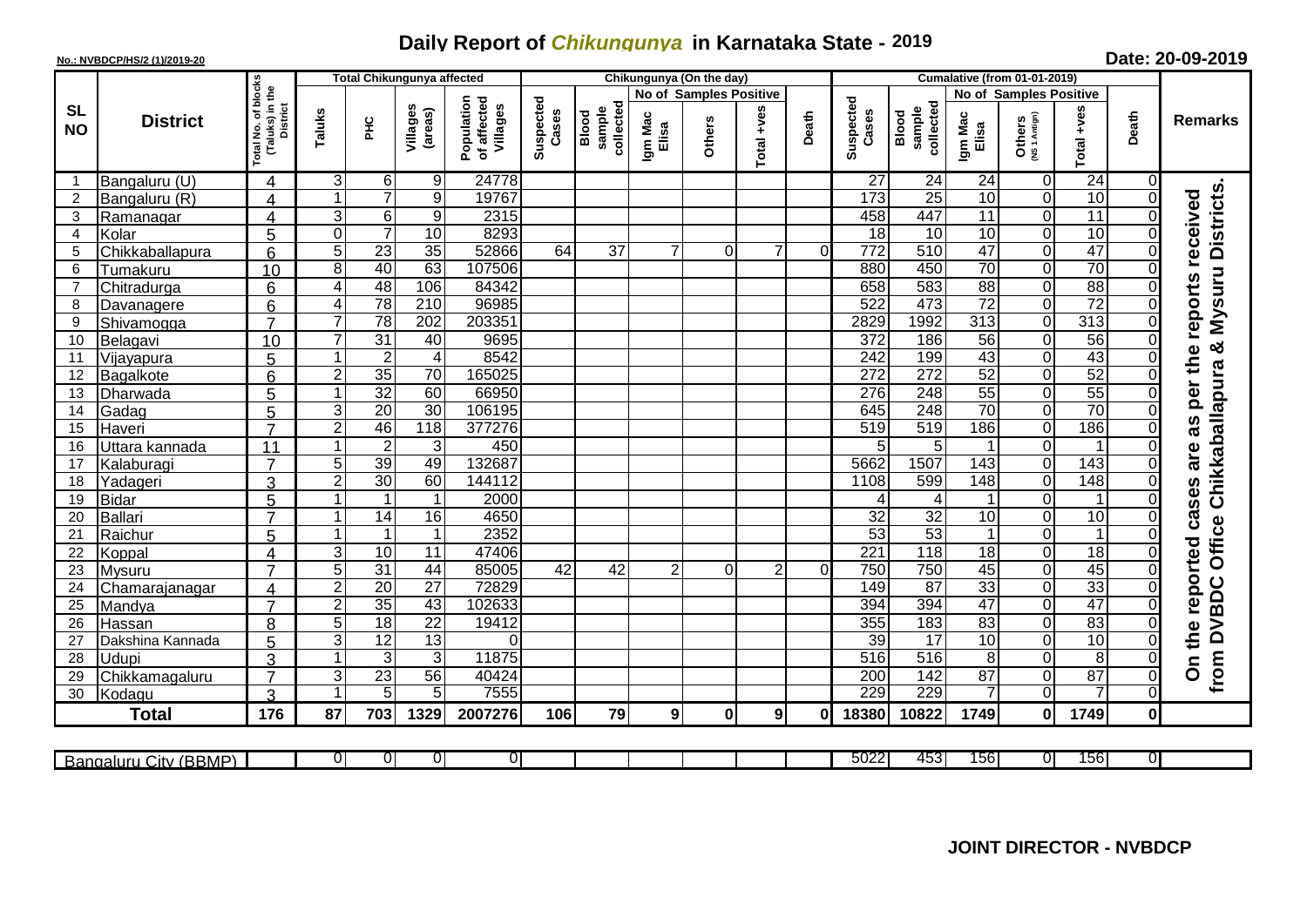# Daily Report of *Chikungunya* in Karnataka State - 2019

**No.: NVBDCP/HS/2 (1)/2019-20**

**Date: 20-09-2019**

| SL NO | District | Total No. of blocks (Taluks) in the District | Total Chikungunya affected | | | | Chikungunya (On the day) | | | | | | | Cumalative (from 01-01-2019) | | | | | | | Remarks |
|---|---|---|---|---|---|---|---|---|---|---|---|---|---|---|---|---|---|---|---|---|---|
| | | | Taluks | PHC | Villages (areas) | Population of affected Villages | Suspected Cases | Blood sample collected | No of Samples Positive | | | | Death | Suspected Cases | Blood sample collected | No of Samples Positive | | | | Death | |
| | | | | | | | | | Igm Mac Elisa | Others | Total +ves | | | | | Igm Mac Elisa | Others (NS1 Antign) | Total +ves | | | |
| 1 | Bangaluru (U) | 4 | 3 | 6 | 9 | 24778 | | | | | | | | 27 | 24 | 24 | 0 | 24 | | 0 | On the reported cases are as per the reports received from DVBDC Office Chikkaballapura & Mysuru Districts. |
| 2 | Bangaluru (R) | 4 | 1 | 7 | 9 | 19767 | | | | | | | | 173 | 25 | 10 | 0 | 10 | | 0 | |
| 3 | Ramanagar | 4 | 3 | 6 | 9 | 2315 | | | | | | | | 458 | 447 | 11 | 0 | 11 | | 0 | |
| 4 | Kolar | 5 | 0 | 7 | 10 | 8293 | | | | | | | | 18 | 10 | 10 | 0 | 10 | | 0 | |
| 5 | Chikkaballapura | 6 | 5 | 23 | 35 | 52866 | 64 | 37 | 7 | 0 | 7 | | 0 | 772 | 510 | 47 | 0 | 47 | | 0 | |
| 6 | Tumakuru | 10 | 8 | 40 | 63 | 107506 | | | | | | | | 880 | 450 | 70 | 0 | 70 | | 0 | |
| 7 | Chitradurga | 6 | 4 | 48 | 106 | 84342 | | | | | | | | 658 | 583 | 88 | 0 | 88 | | 0 | |
| 8 | Davanagere | 6 | 4 | 78 | 210 | 96985 | | | | | | | | 522 | 473 | 72 | 0 | 72 | | 0 | |
| 9 | Shivamogga | 7 | 7 | 78 | 202 | 203351 | | | | | | | | 2829 | 1992 | 313 | 0 | 313 | | 0 | |
| 10 | Belagavi | 10 | 7 | 31 | 40 | 9695 | | | | | | | | 372 | 186 | 56 | 0 | 56 | | 0 | |
| 11 | Vijayapura | 5 | 1 | 2 | 4 | 8542 | | | | | | | | 242 | 199 | 43 | 0 | 43 | | 0 | |
| 12 | Bagalkote | 6 | 2 | 35 | 70 | 165025 | | | | | | | | 272 | 272 | 52 | 0 | 52 | | 0 | |
| 13 | Dharwada | 5 | 1 | 32 | 60 | 66950 | | | | | | | | 276 | 248 | 55 | 0 | 55 | | 0 | |
| 14 | Gadag | 5 | 3 | 20 | 30 | 106195 | | | | | | | | 645 | 248 | 70 | 0 | 70 | | 0 | |
| 15 | Haveri | 7 | 2 | 46 | 118 | 377276 | | | | | | | | 519 | 519 | 186 | 0 | 186 | | 0 | |
| 16 | Uttara kannada | 11 | 1 | 2 | 3 | 450 | | | | | | | | 5 | 5 | 1 | 0 | 1 | | 0 | |
| 17 | Kalaburagi | 7 | 5 | 39 | 49 | 132687 | | | | | | | | 5662 | 1507 | 143 | 0 | 143 | | 0 | |
| 18 | Yadageri | 3 | 2 | 30 | 60 | 144112 | | | | | | | | 1108 | 599 | 148 | 0 | 148 | | 0 | |
| 19 | Bidar | 5 | 1 | 1 | 1 | 2000 | | | | | | | | 4 | 4 | 1 | 0 | 1 | | 0 | |
| 20 | Ballari | 7 | 1 | 14 | 16 | 4650 | | | | | | | | 32 | 32 | 10 | 0 | 10 | | 0 | |
| 21 | Raichur | 5 | 1 | 1 | 1 | 2352 | | | | | | | | 53 | 53 | 1 | 0 | 1 | | 0 | |
| 22 | Koppal | 4 | 3 | 10 | 11 | 47406 | | | | | | | | 221 | 118 | 18 | 0 | 18 | | 0 | |
| 23 | Mysuru | 7 | 5 | 31 | 44 | 85005 | 42 | 42 | 2 | 0 | 2 | | 0 | 750 | 750 | 45 | 0 | 45 | | 0 | |
| 24 | Chamarajanagar | 4 | 2 | 20 | 27 | 72829 | | | | | | | | 149 | 87 | 33 | 0 | 33 | | 0 | |
| 25 | Mandya | 7 | 2 | 35 | 43 | 102633 | | | | | | | | 394 | 394 | 47 | 0 | 47 | | 0 | |
| 26 | Hassan | 8 | 5 | 18 | 22 | 19412 | | | | | | | | 355 | 183 | 83 | 0 | 83 | | 0 | |
| 27 | Dakshina Kannada | 5 | 3 | 12 | 13 | 0 | | | | | | | | 39 | 17 | 10 | 0 | 10 | | 0 | |
| 28 | Udupi | 3 | 1 | 3 | 3 | 11875 | | | | | | | | 516 | 516 | 8 | 0 | 8 | | 0 | |
| 29 | Chikkamagaluru | 7 | 3 | 23 | 56 | 40424 | | | | | | | | 200 | 142 | 87 | 0 | 87 | | 0 | |
| 30 | Kodagu | 3 | 1 | 5 | 5 | 7555 | | | | | | | | 229 | 229 | 7 | 0 | 7 | | 0 | |
| **Total** | | **176** | **87** | **703** | **1329** | **2007276** | **106** | **79** | **9** | **0** | **9** | | **0** | **18380** | **10822** | **1749** | **0** | **1749** | | **0** | |
| Bangaluru City (BBMP) | | | 0 | 0 | 0 | 0 | | | | | | | | 5022 | 453 | 156 | 0 | 156 | | 0 | |

**JOINT DIRECTOR - NVBDCP**